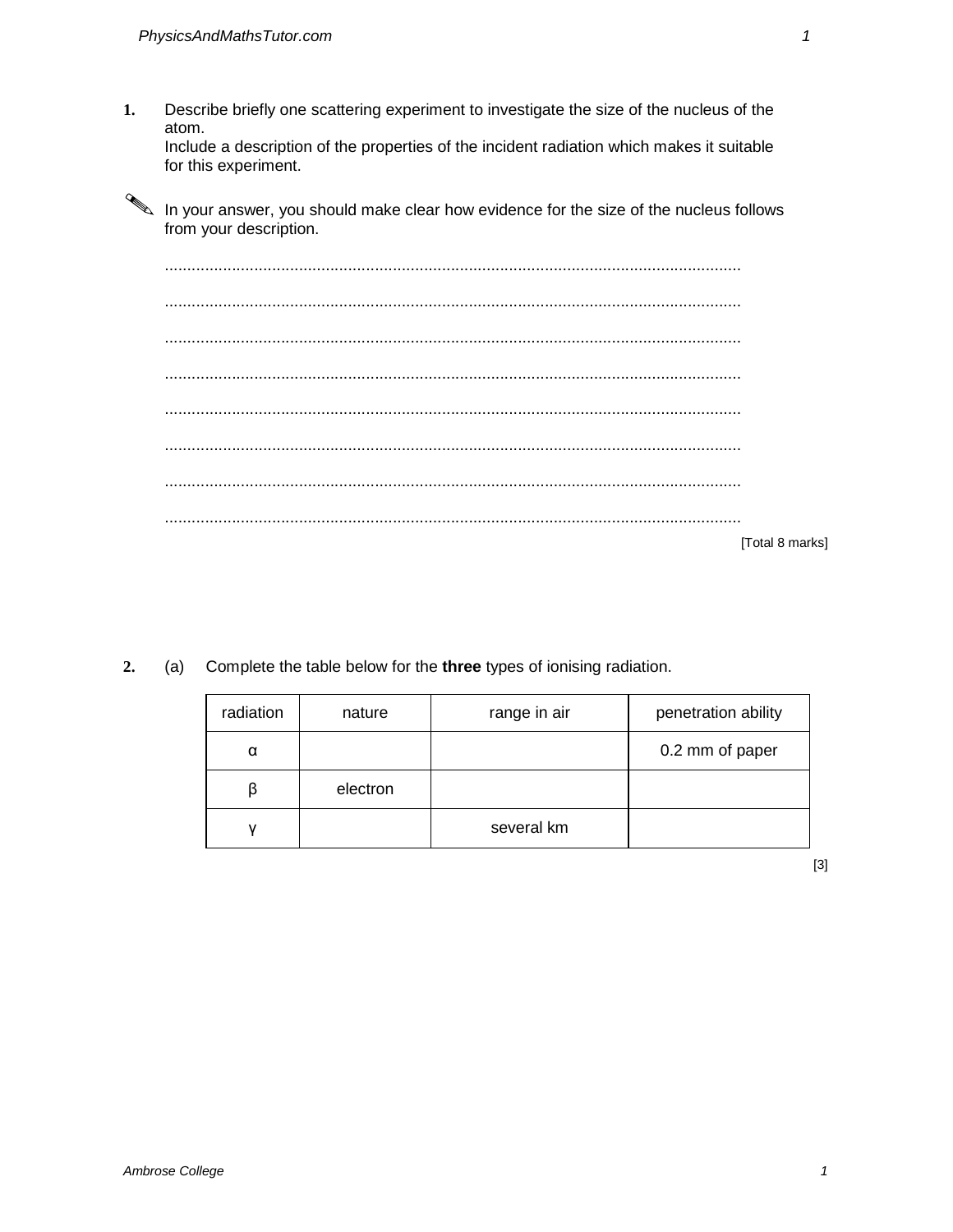**1.** Describe briefly one scattering experiment to investigate the size of the nucleus of the atom.
Include a description of the properties of the incident radiation which makes it suitable for this experiment.

✎ In your answer, you should make clear how evidence for the size of the nucleus follows from your description.

.................................................................................................................................

.................................................................................................................................

.................................................................................................................................

.................................................................................................................................

.................................................................................................................................

.................................................................................................................................

.................................................................................................................................

.................................................................................................................................

[Total 8 marks]

**2.** (a) Complete the table below for the **three** types of ionising radiation.

| radiation | nature | range in air | penetration ability |
|---|---|---|---|
| α | | | 0.2 mm of paper |
| β | electron | | |
| γ | | several km | |

[3]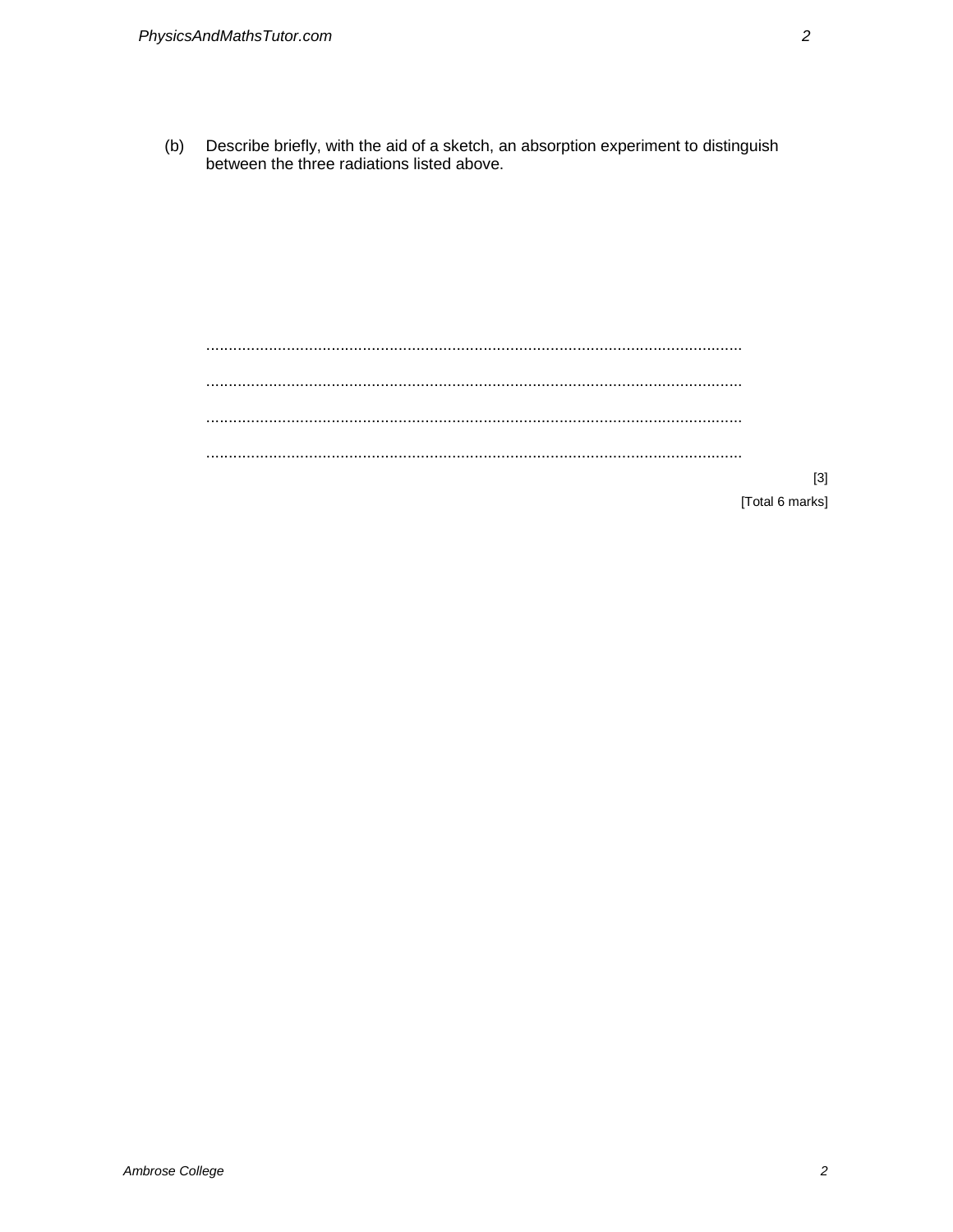(b) Describe briefly, with the aid of a sketch, an absorption experiment to distinguish between the three radiations listed above.

.........................................................................................................................

.........................................................................................................................

.........................................................................................................................

.........................................................................................................................

[3]

[Total 6 marks]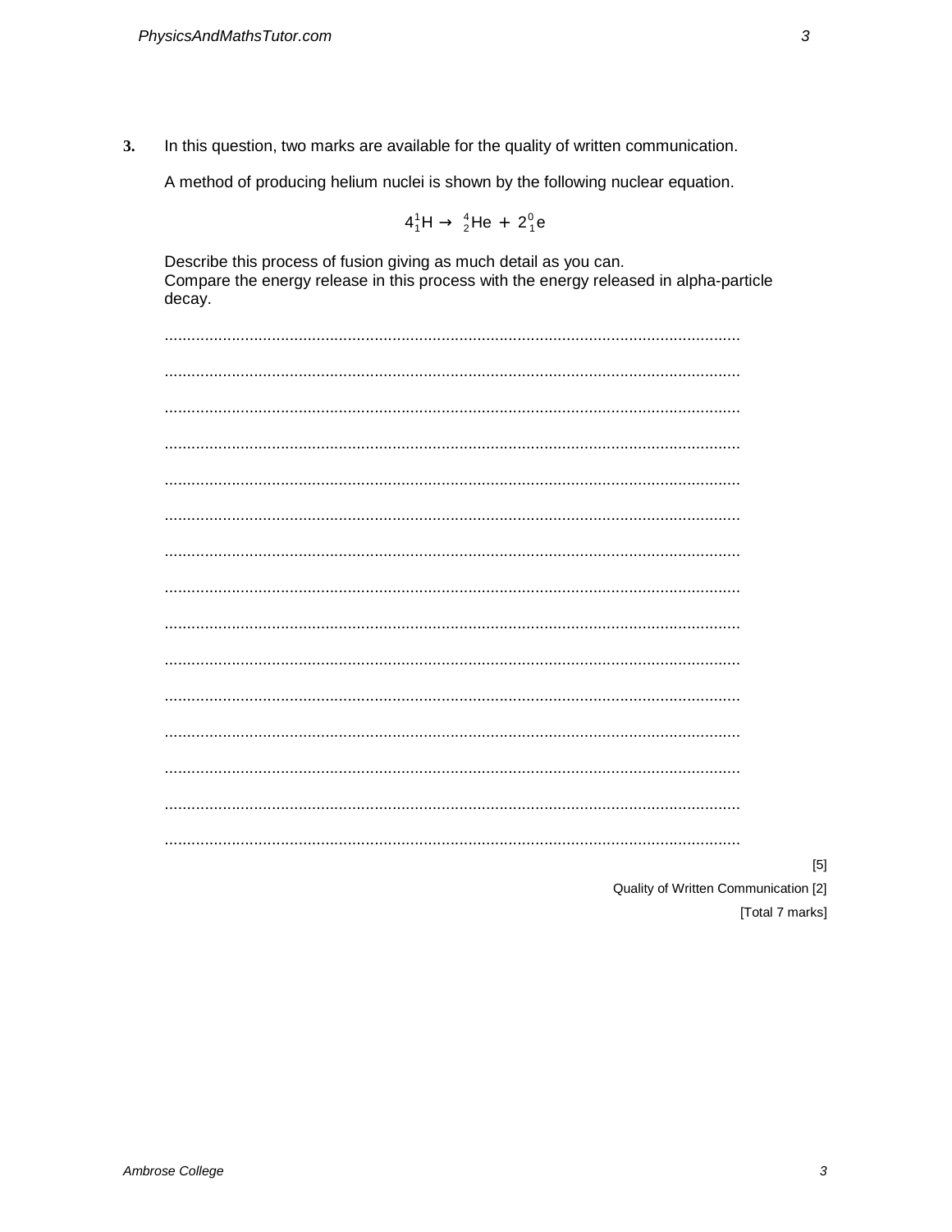**3.** In this question, two marks are available for the quality of written communication.

A method of producing helium nuclei is shown by the following nuclear equation.

$$4\,{}^{1}_{1}\text{H} \rightarrow {}^{4}_{2}\text{He} + 2\,{}^{0}_{1}\text{e}$$

Describe this process of fusion giving as much detail as you can.
Compare the energy release in this process with the energy released in alpha-particle decay.

.................................................................................................................................

.................................................................................................................................

.................................................................................................................................

.................................................................................................................................

.................................................................................................................................

.................................................................................................................................

.................................................................................................................................

.................................................................................................................................

.................................................................................................................................

.................................................................................................................................

.................................................................................................................................

.................................................................................................................................

.................................................................................................................................

.................................................................................................................................

.................................................................................................................................

[5]

Quality of Written Communication [2]

[Total 7 marks]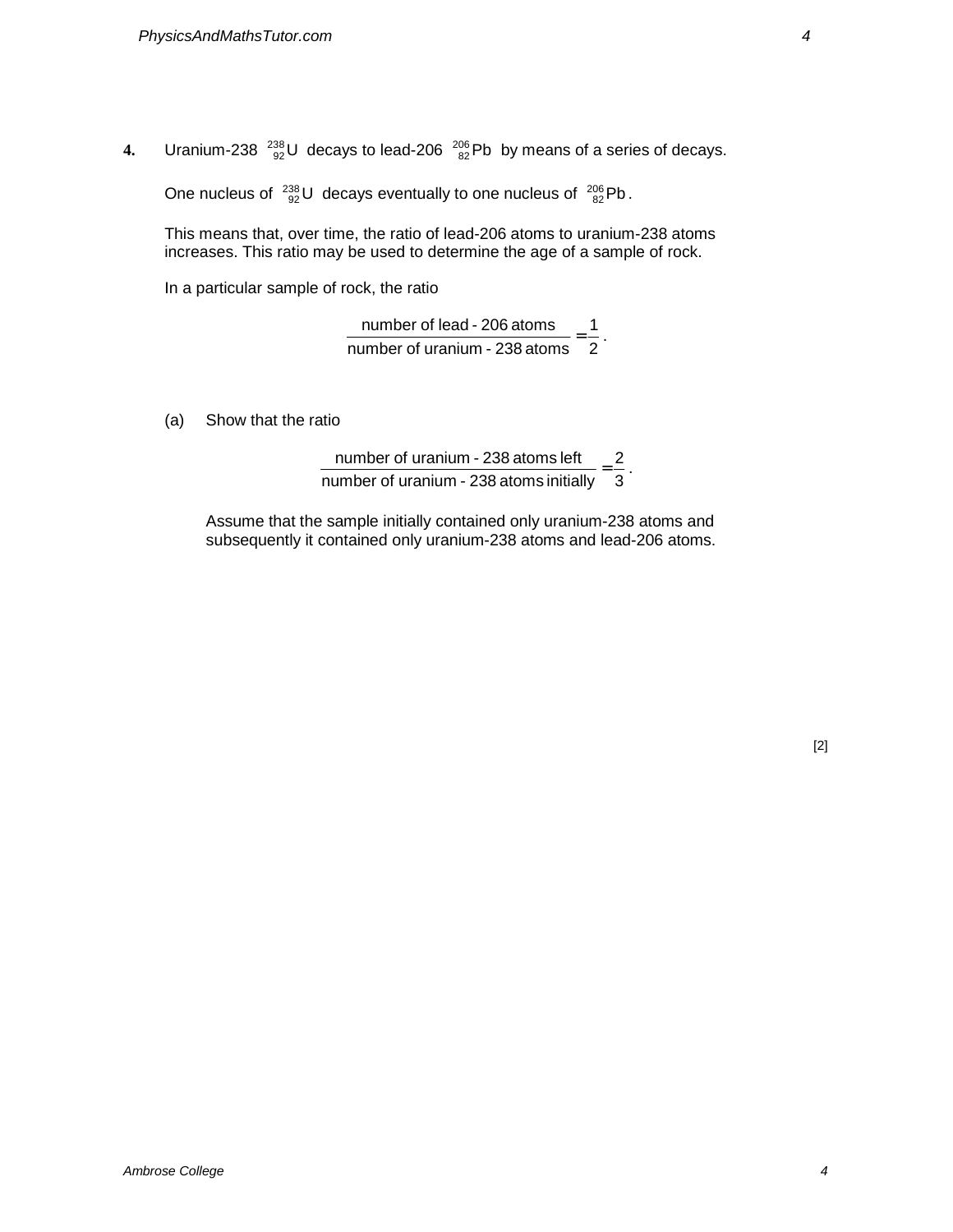**4.** Uranium-238 ${}^{238}_{92}\text{U}$ decays to lead-206 ${}^{206}_{82}\text{Pb}$ by means of a series of decays.

One nucleus of ${}^{238}_{92}\text{U}$ decays eventually to one nucleus of ${}^{206}_{82}\text{Pb}$.

This means that, over time, the ratio of lead-206 atoms to uranium-238 atoms increases. This ratio may be used to determine the age of a sample of rock.

In a particular sample of rock, the ratio

$$\frac{\text{number of lead - 206 atoms}}{\text{number of uranium - 238 atoms}} = \frac{1}{2}.$$

(a) Show that the ratio

$$\frac{\text{number of uranium - 238 atoms left}}{\text{number of uranium - 238 atoms initially}} = \frac{2}{3}.$$

Assume that the sample initially contained only uranium-238 atoms and subsequently it contained only uranium-238 atoms and lead-206 atoms.

[2]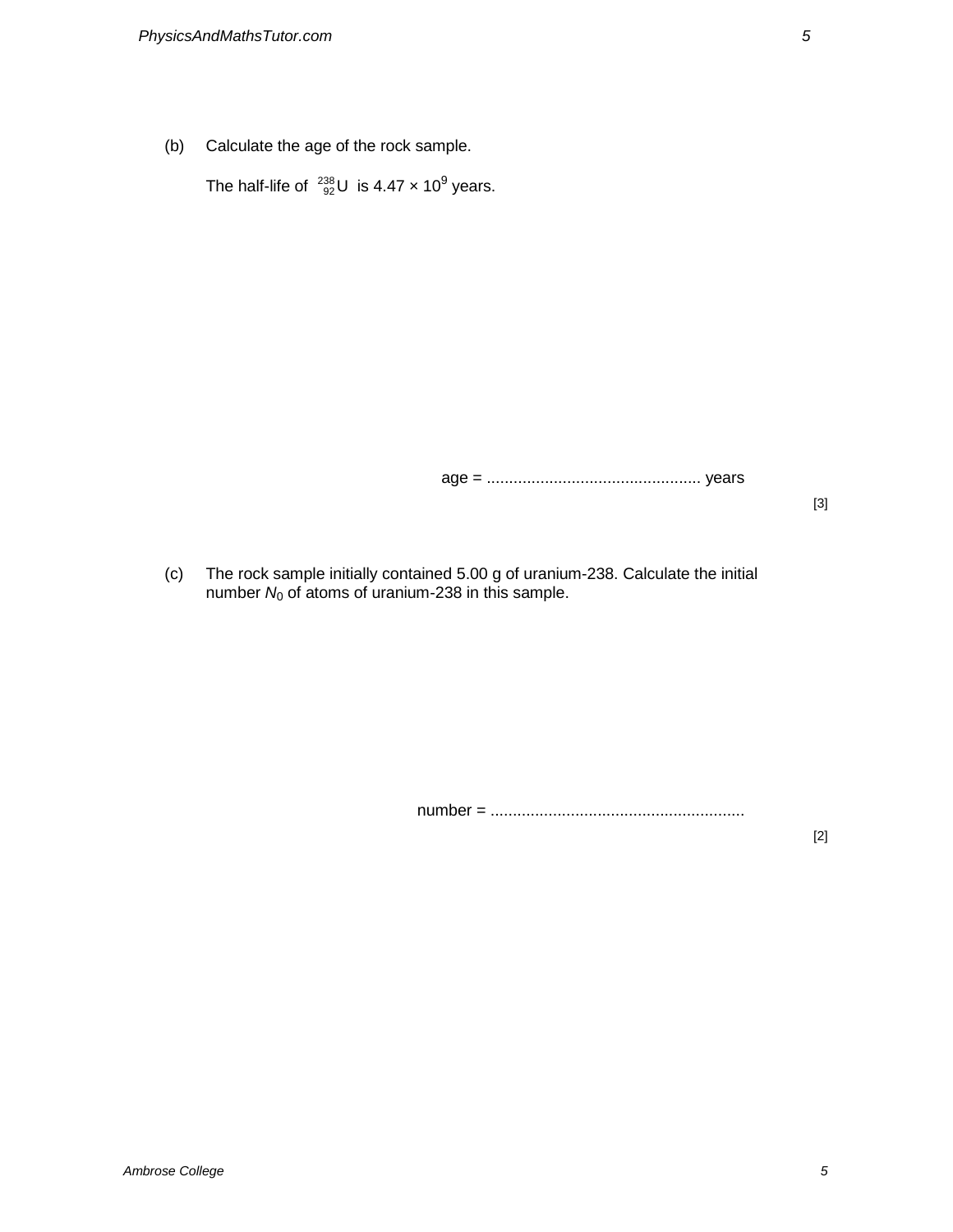(b) Calculate the age of the rock sample.

The half-life of $^{238}_{92}U$ is $4.47 \times 10^9$ years.

age = ................................................ years

[3]

(c) The rock sample initially contained 5.00 g of uranium-238. Calculate the initial number $N_0$ of atoms of uranium-238 in this sample.

number = .........................................................

[2]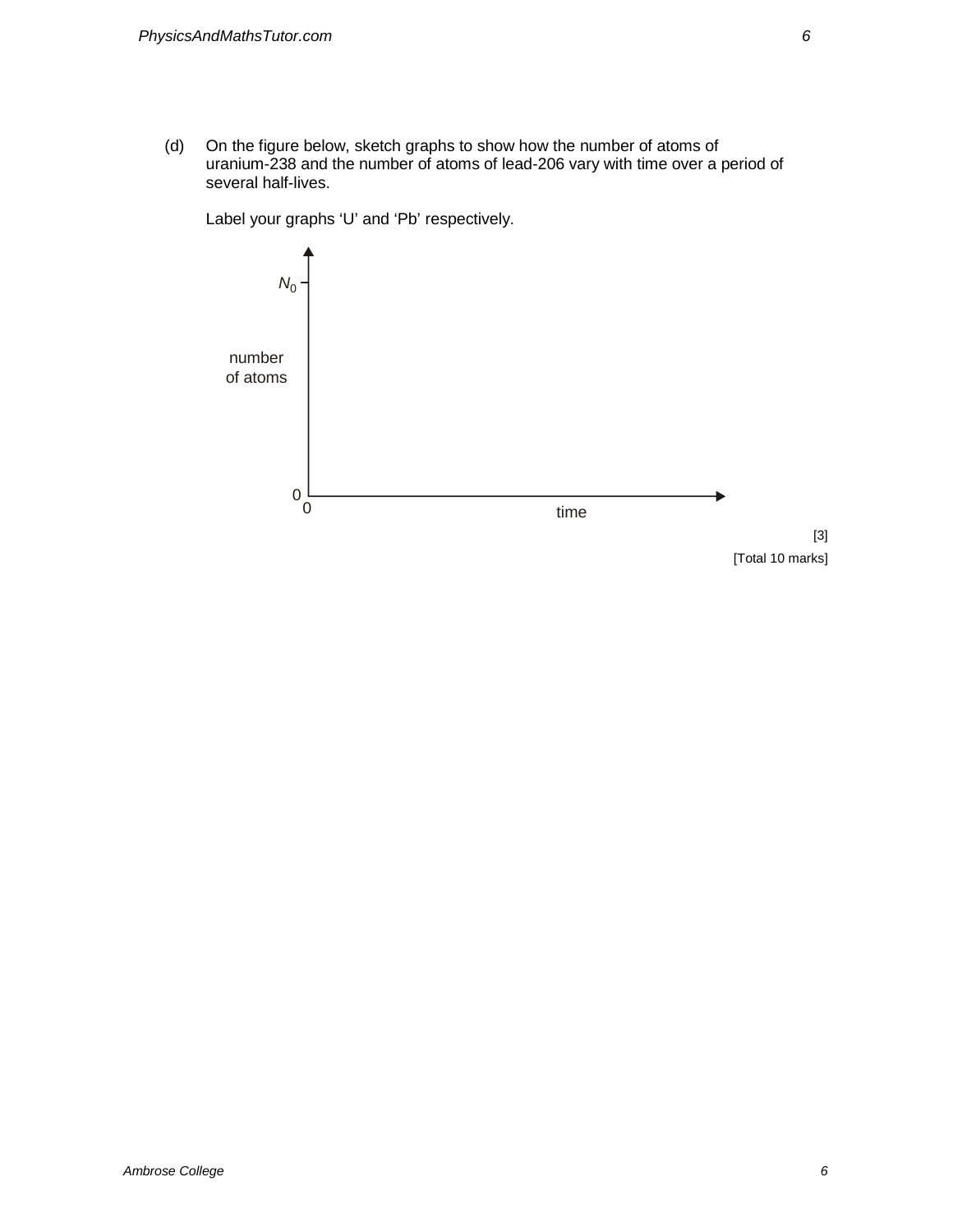(d) On the figure below, sketch graphs to show how the number of atoms of uranium-238 and the number of atoms of lead-206 vary with time over a period of several half-lives.

Label your graphs 'U' and 'Pb' respectively.

$N_0$

number of atoms

0

0

time

[3]

[Total 10 marks]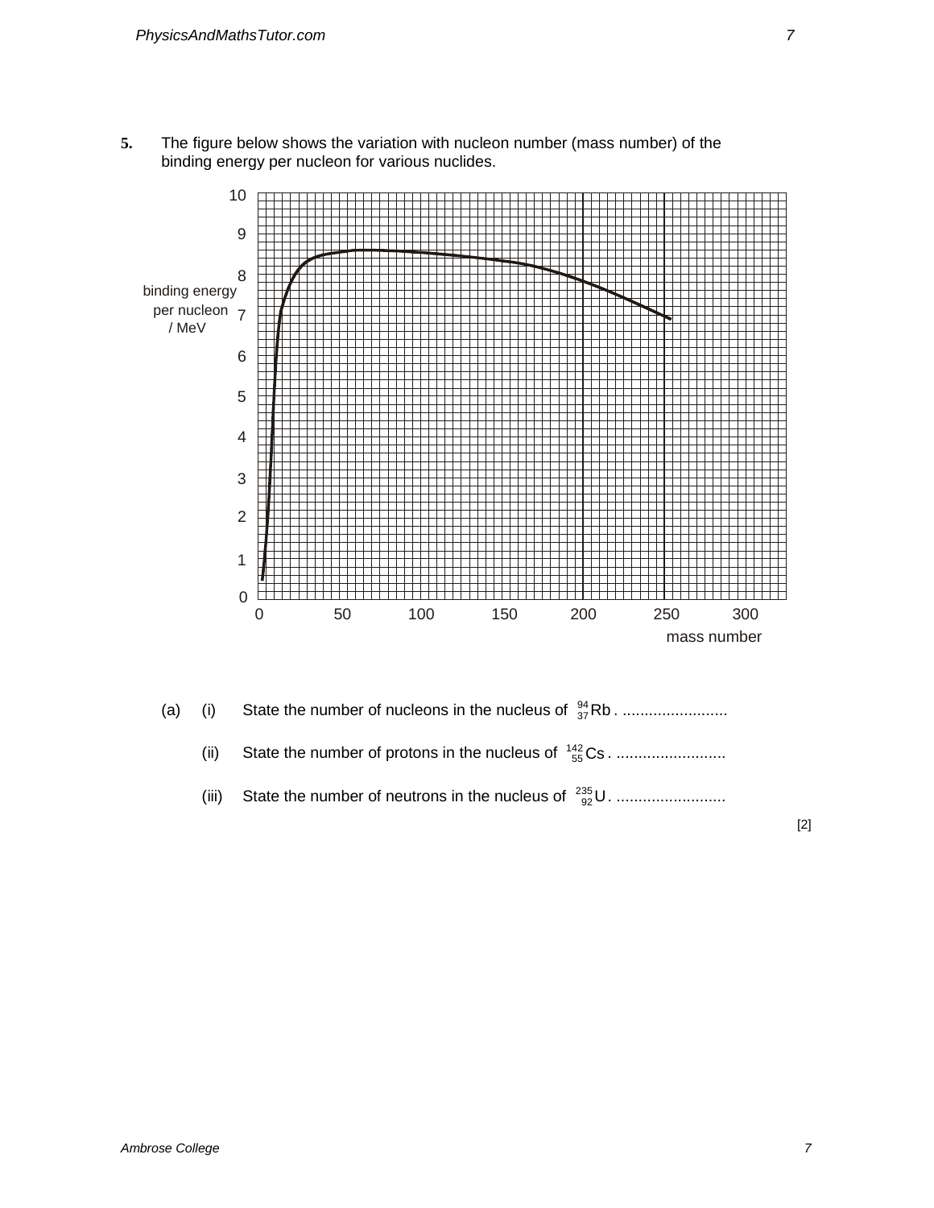**5.** The figure below shows the variation with nucleon number (mass number) of the binding energy per nucleon for various nuclides.

(a) (i) State the number of nucleons in the nucleus of $^{94}_{37}\text{Rb}$ . ........................

(ii) State the number of protons in the nucleus of $^{142}_{55}\text{Cs}$ . .........................

(iii) State the number of neutrons in the nucleus of $^{235}_{92}\text{U}$ . .........................

[2]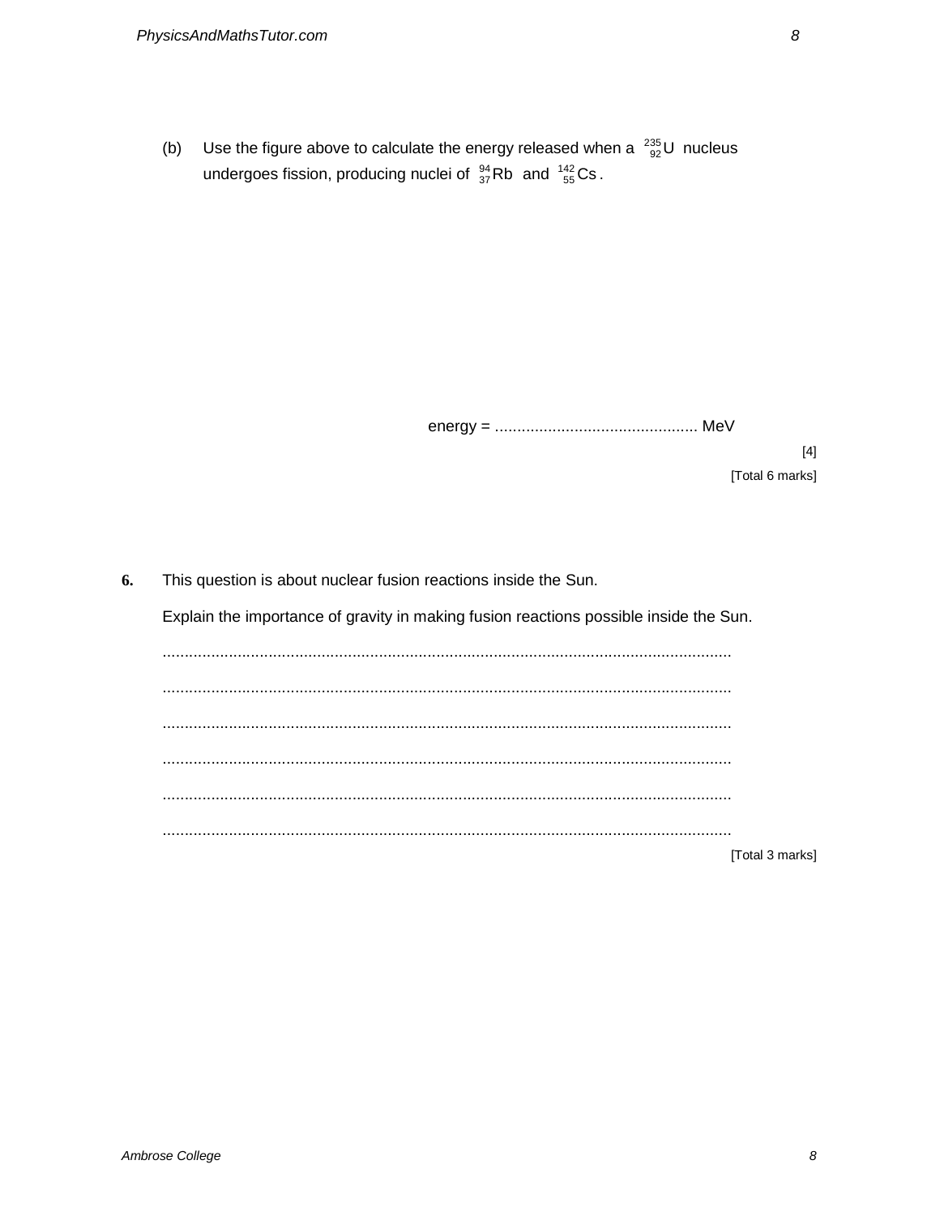(b) Use the figure above to calculate the energy released when a $^{235}_{92}U$ nucleus undergoes fission, producing nuclei of $^{94}_{37}Rb$ and $^{142}_{55}Cs$.

energy = ............................................. MeV

[4]

[Total 6 marks]

**6.** This question is about nuclear fusion reactions inside the Sun.

Explain the importance of gravity in making fusion reactions possible inside the Sun.

................................................................................................................................

................................................................................................................................

................................................................................................................................

................................................................................................................................

................................................................................................................................

................................................................................................................................

[Total 3 marks]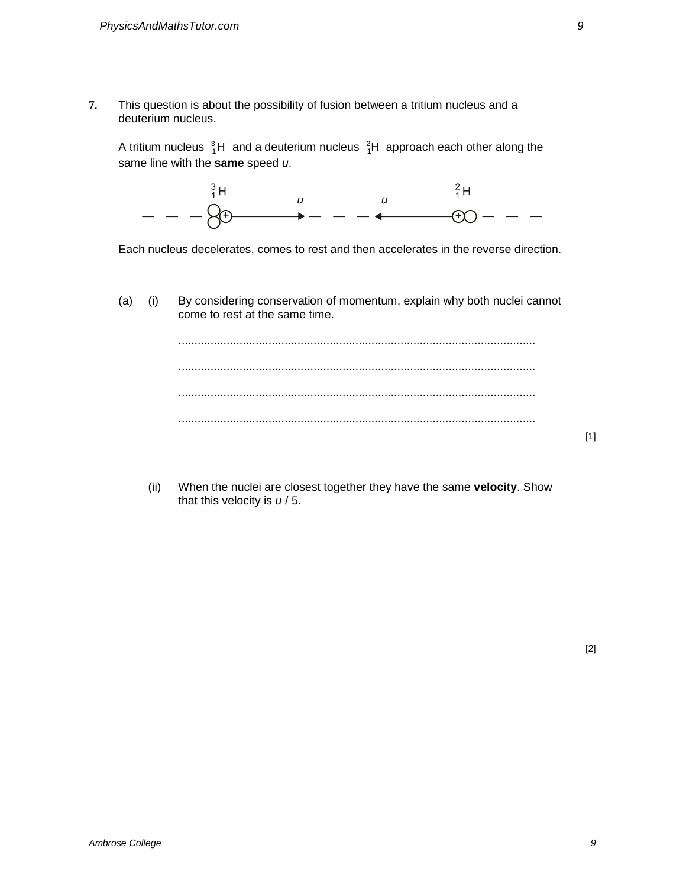**7.** This question is about the possibility of fusion between a tritium nucleus and a deuterium nucleus.

A tritium nucleus $^{3}_{1}H$ and a deuterium nucleus $^{2}_{1}H$ approach each other along the same line with the **same** speed $u$.

Each nucleus decelerates, comes to rest and then accelerates in the reverse direction.

(a) (i) By considering conservation of momentum, explain why both nuclei cannot come to rest at the same time.

..............................................................................................................

..............................................................................................................

..............................................................................................................

..............................................................................................................

[1]

(ii) When the nuclei are closest together they have the same **velocity**. Show that this velocity is $u$ / 5.

[2]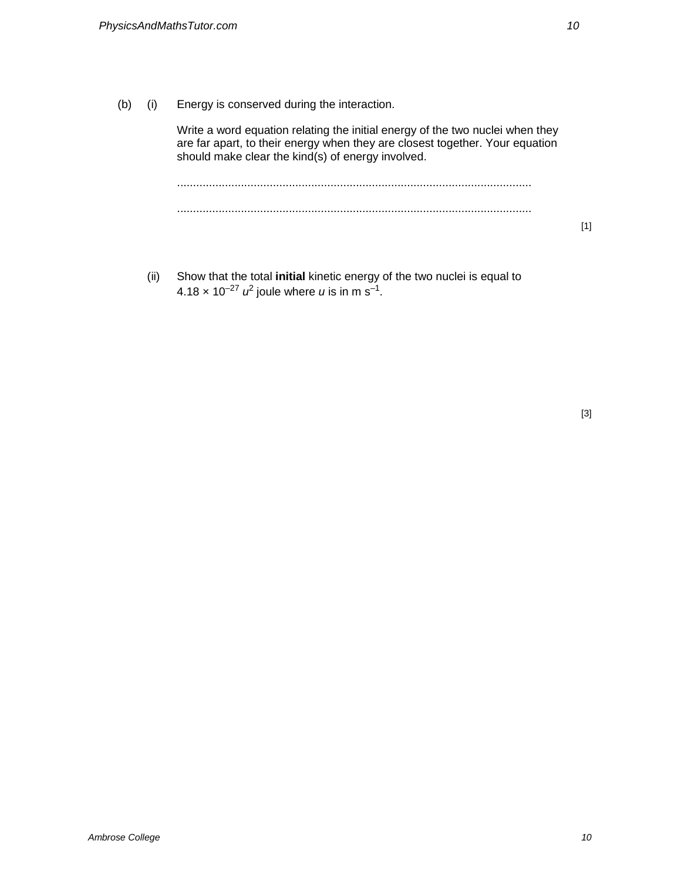(b) (i) Energy is conserved during the interaction.

Write a word equation relating the initial energy of the two nuclei when they are far apart, to their energy when they are closest together. Your equation should make clear the kind(s) of energy involved.

..............................................................................................................

..............................................................................................................

[1]

(ii) Show that the total **initial** kinetic energy of the two nuclei is equal to $4.18 \times 10^{-27}\ u^2$ joule where $u$ is in m s$^{-1}$.

[3]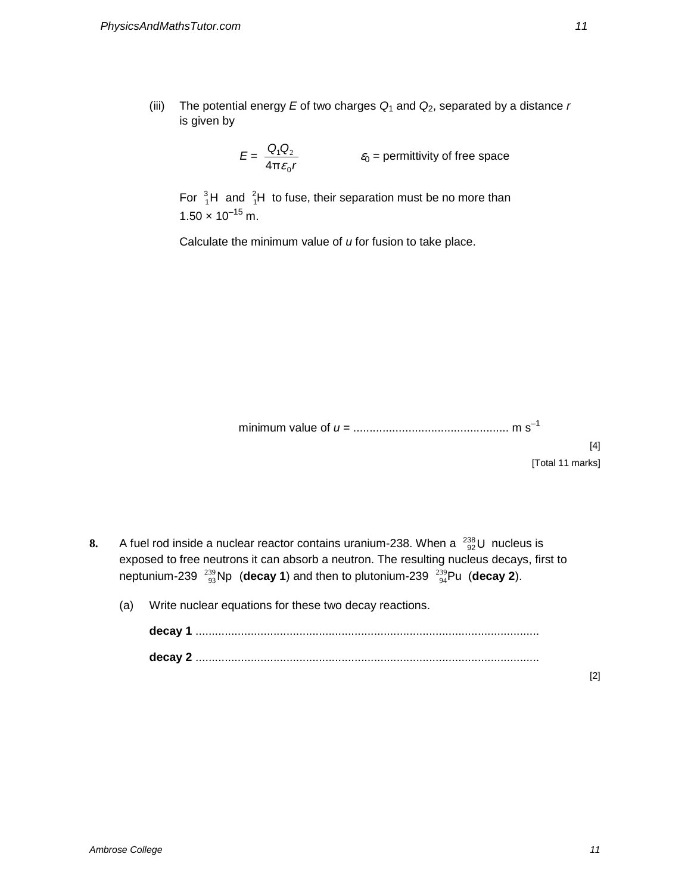(iii) The potential energy $E$ of two charges $Q_1$ and $Q_2$, separated by a distance $r$ is given by

$$E = \frac{Q_1 Q_2}{4\pi\varepsilon_0 r} \qquad \varepsilon_0 = \text{permittivity of free space}$$

For ${}^{3}_{1}\text{H}$ and ${}^{2}_{1}\text{H}$ to fuse, their separation must be no more than $1.50 \times 10^{-15}$ m.

Calculate the minimum value of $u$ for fusion to take place.

minimum value of $u$ = ................................................ m s$^{-1}$

[4]

[Total 11 marks]

**8.** A fuel rod inside a nuclear reactor contains uranium-238. When a ${}^{238}_{92}\text{U}$ nucleus is exposed to free neutrons it can absorb a neutron. The resulting nucleus decays, first to neptunium-239 ${}^{239}_{93}\text{Np}$ (**decay 1**) and then to plutonium-239 ${}^{239}_{94}\text{Pu}$ (**decay 2**).

(a) Write nuclear equations for these two decay reactions.

**decay 1** ..........................................................................................................

**decay 2** ..........................................................................................................

[2]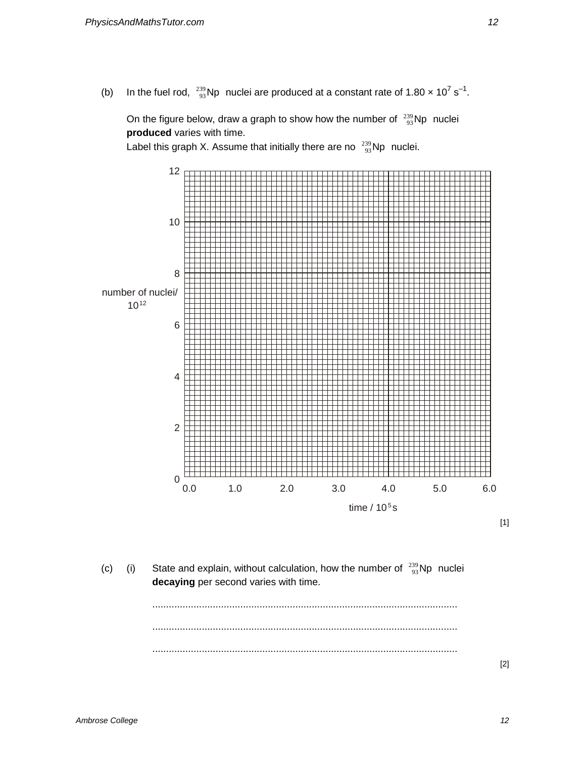(b) In the fuel rod, $^{239}_{93}\text{Np}$ nuclei are produced at a constant rate of $1.80 \times 10^7\ \text{s}^{-1}$.

On the figure below, draw a graph to show how the number of $^{239}_{93}\text{Np}$ nuclei **produced** varies with time.
Label this graph X. Assume that initially there are no $^{239}_{93}\text{Np}$ nuclei.

number of nuclei/ $10^{12}$ (axis: 0, 2, 4, 6, 8, 10, 12)

time / $10^5$ s (axis: 0.0, 1.0, 2.0, 3.0, 4.0, 5.0, 6.0)

[1]

(c) (i) State and explain, without calculation, how the number of $^{239}_{93}\text{Np}$ nuclei **decaying** per second varies with time.

..............................................................................................................

..............................................................................................................

..............................................................................................................

[2]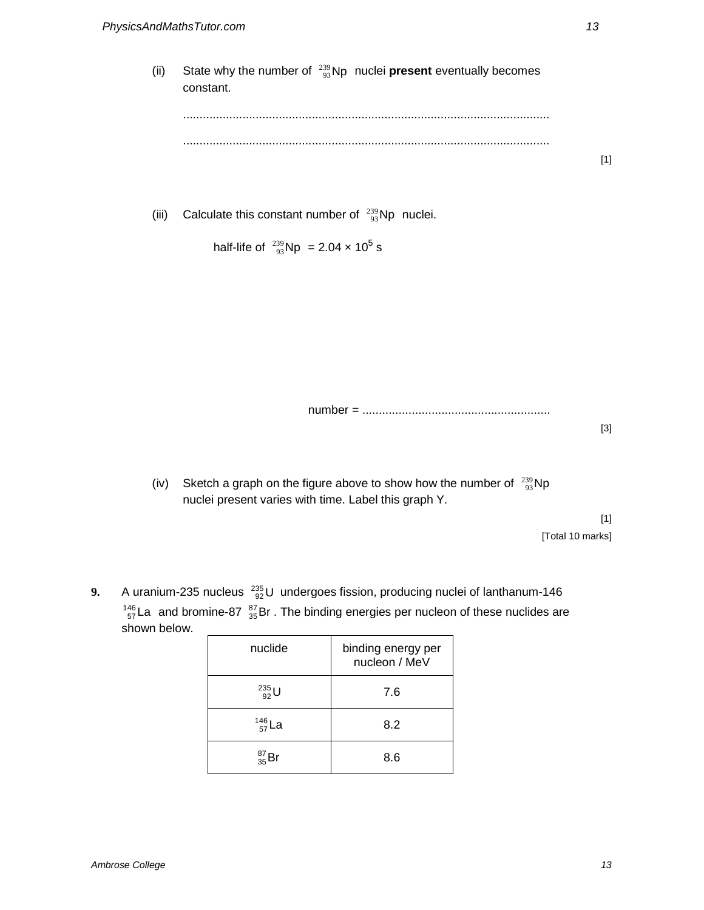(ii) State why the number of $^{239}_{93}\text{Np}$ nuclei **present** eventually becomes constant.

..............................................................................................................

..............................................................................................................

[1]

(iii) Calculate this constant number of $^{239}_{93}\text{Np}$ nuclei.

half-life of $^{239}_{93}\text{Np}$ = $2.04 \times 10^5$ s

number = .........................................................

[3]

(iv) Sketch a graph on the figure above to show how the number of $^{239}_{93}\text{Np}$ nuclei present varies with time. Label this graph Y.

[1]

[Total 10 marks]

**9.** A uranium-235 nucleus $^{235}_{92}\text{U}$ undergoes fission, producing nuclei of lanthanum-146 $^{146}_{57}\text{La}$ and bromine-87 $^{87}_{35}\text{Br}$ . The binding energies per nucleon of these nuclides are shown below.

| nuclide | binding energy per nucleon / MeV |
| --- | --- |
| $^{235}_{92}\text{U}$ | 7.6 |
| $^{146}_{57}\text{La}$ | 8.2 |
| $^{87}_{35}\text{Br}$ | 8.6 |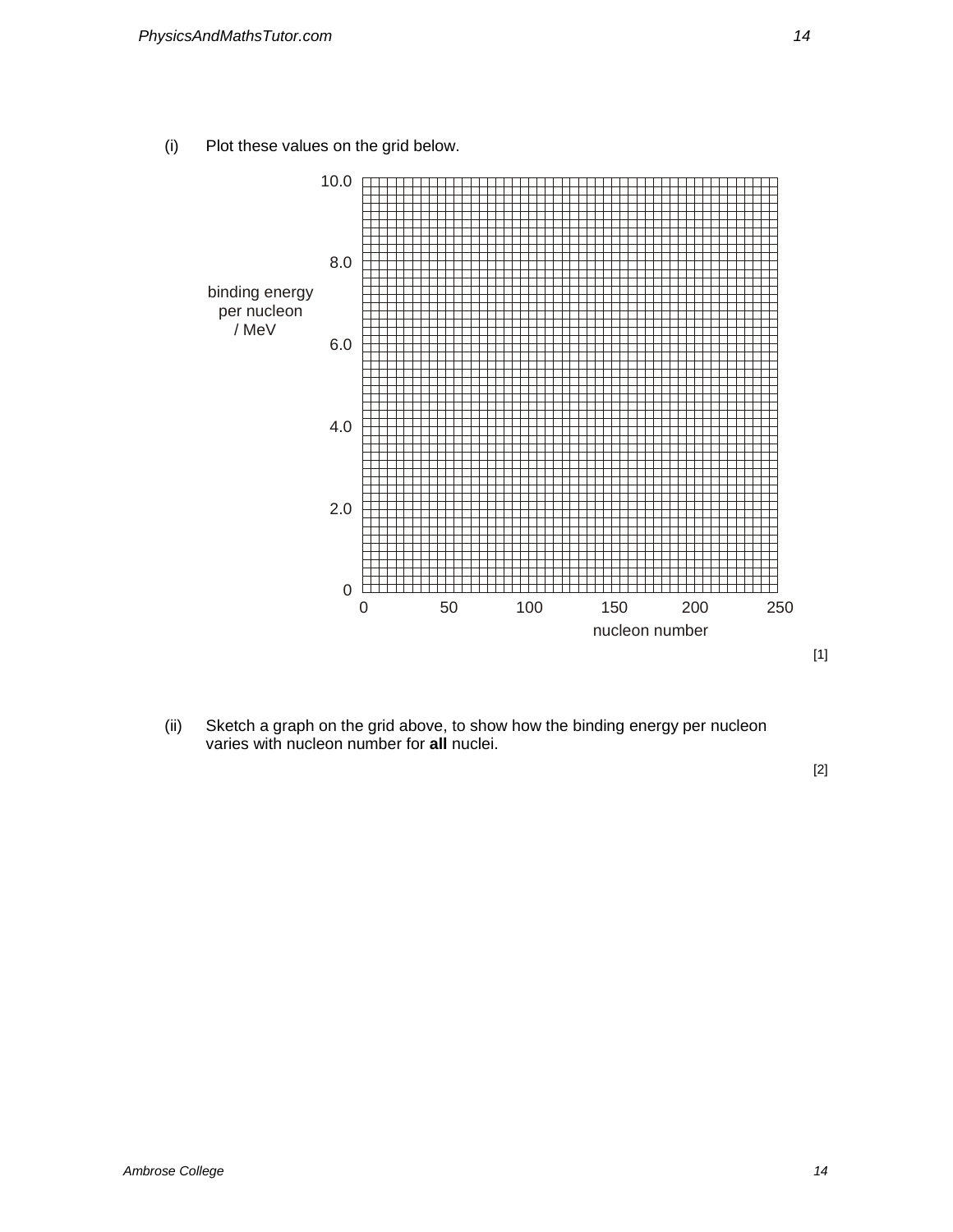(i) Plot these values on the grid below.

binding energy per nucleon / MeV

10.0

8.0

6.0

4.0

2.0

0

0 50 100 150 200 250

nucleon number

[1]

(ii) Sketch a graph on the grid above, to show how the binding energy per nucleon varies with nucleon number for **all** nuclei.

[2]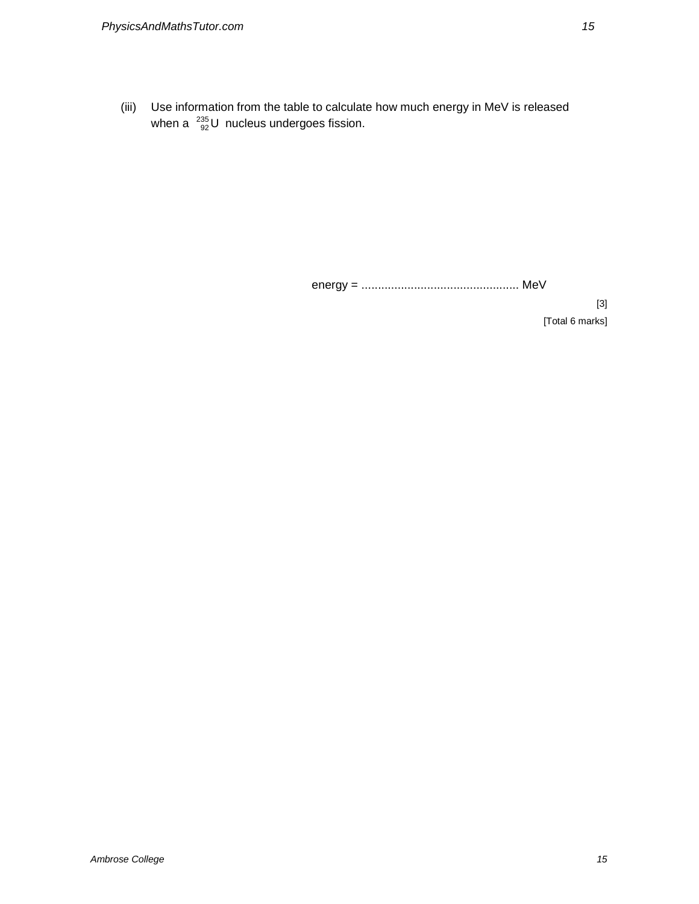(iii) Use information from the table to calculate how much energy in MeV is released when a $^{235}_{92}U$ nucleus undergoes fission.

energy = ................................................ MeV

[3]

[Total 6 marks]